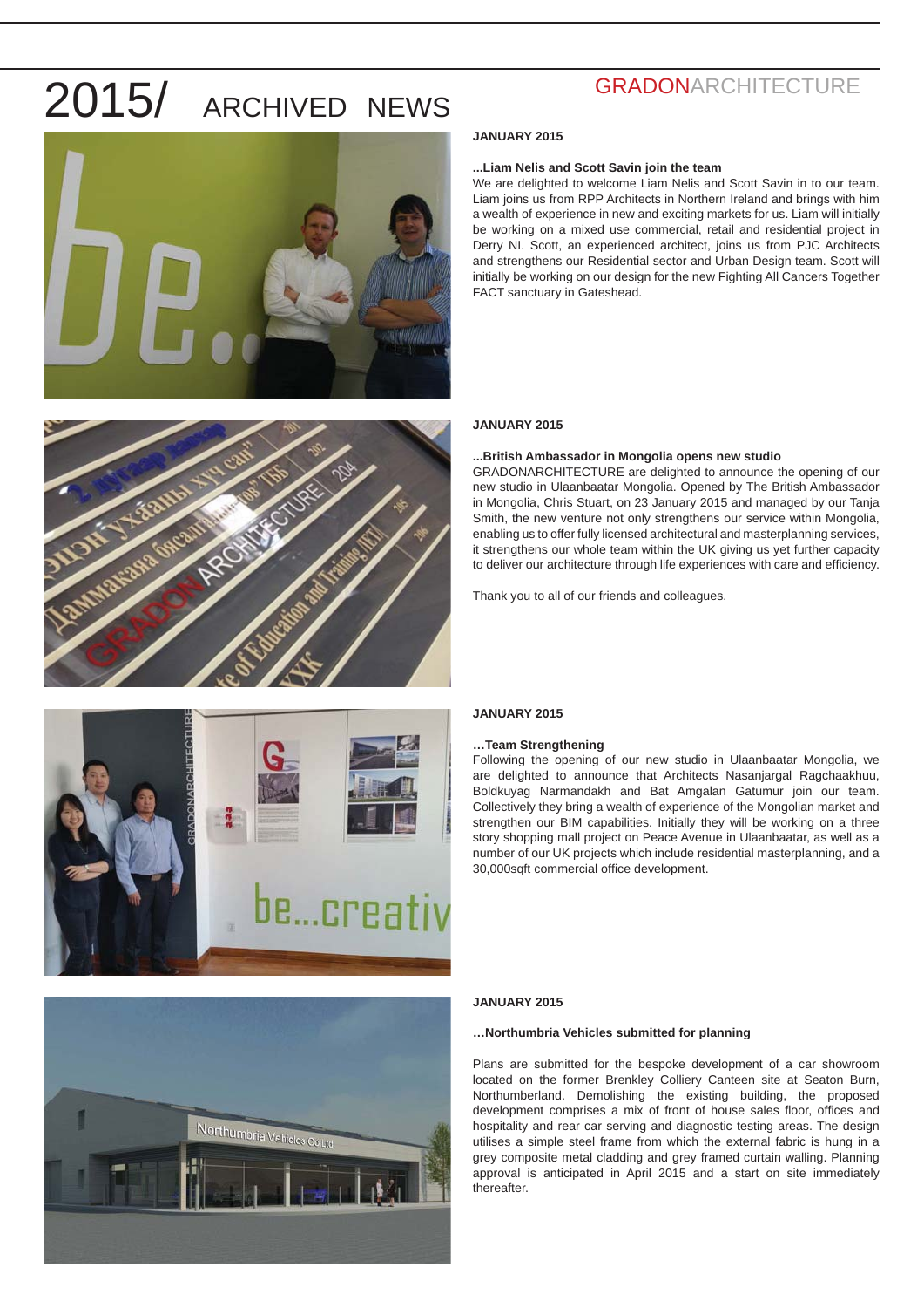# 2015/ ARCHIVED NEWS

GRADONARCHITECTURE

**JANUARY 2015**

**...Liam Nelis and Scott Savin join the team**

We are delighted to welcome Liam Nelis and Scott Savin in to our team. Liam joins us from RPP Architects in Northern Ireland and brings with him a wealth of experience in new and exciting markets for us. Liam will initially be working on a mixed use commercial, retail and residential project in Derry NI. Scott, an experienced architect, joins us from PJC Architects and strengthens our Residential sector and Urban Design team. Scott will initially be working on our design for the new Fighting All Cancers Together FACT sanctuary in Gateshead.

**JANUARY 2015**

**...British Ambassador in Mongolia opens new studio**

GRADONARCHITECTURE are delighted to announce the opening of our new studio in Ulaanbaatar Mongolia. Opened by The British Ambassador in Mongolia, Chris Stuart, on 23 January 2015 and managed by our Tanja Smith, the new venture not only strengthens our service within Mongolia, enabling us to offer fully licensed architectural and masterplanning services, it strengthens our whole team within the UK giving us yet further capacity to deliver our architecture through life experiences with care and efficiency.

Thank you to all of our friends and colleagues.

**JANUARY 2015**

**…Team Strengthening**

Following the opening of our new studio in Ulaanbaatar Mongolia, we are delighted to announce that Architects Nasanjargal Ragchaakhuu, Boldkuyag Narmandakh and Bat Amgalan Gatumur join our team. Collectively they bring a wealth of experience of the Mongolian market and strengthen our BIM capabilities. Initially they will be working on a three story shopping mall project on Peace Avenue in Ulaanbaatar, as well as a number of our UK projects which include residential masterplanning, and a 30,000sqft commercial office development.

**JANUARY 2015**

**…Northumbria Vehicles submitted for planning**

Plans are submitted for the bespoke development of a car showroom located on the former Brenkley Colliery Canteen site at Seaton Burn, Northumberland. Demolishing the existing building, the proposed development comprises a mix of front of house sales floor, offices and hospitality and rear car serving and diagnostic testing areas. The design utilises a simple steel frame from which the external fabric is hung in a grey composite metal cladding and grey framed curtain walling. Planning approval is anticipated in April 2015 and a start on site immediately thereafter.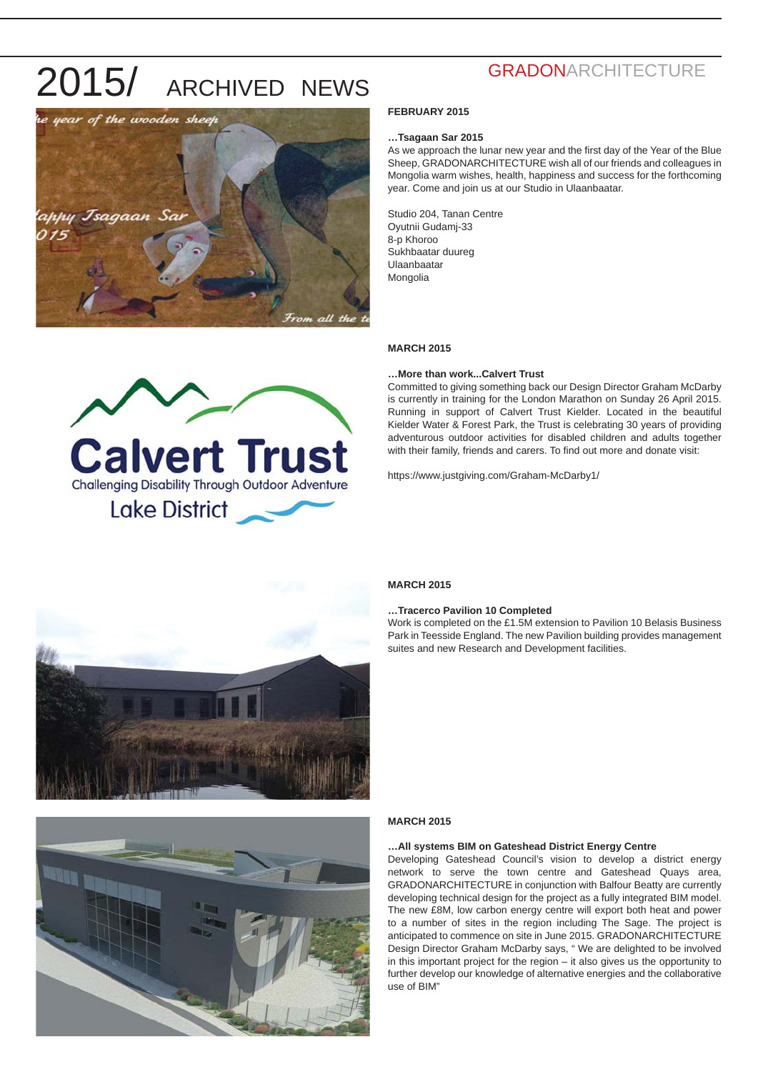# 2015/ ARCHIVED NEWS

GRADONARCHITECTURE

**FEBRUARY 2015**

**…Tsagaan Sar 2015**

As we approach the lunar new year and the first day of the Year of the Blue Sheep, GRADONARCHITECTURE wish all of our friends and colleagues in Mongolia warm wishes, health, happiness and success for the forthcoming year. Come and join us at our Studio in Ulaanbaatar.

Studio 204, Tanan Centre
Oyutnii Gudamj-33
8-p Khoroo
Sukhbaatar duureg
Ulaanbaatar
Mongolia

**MARCH 2015**

**…More than work...Calvert Trust**

Committed to giving something back our Design Director Graham McDarby is currently in training for the London Marathon on Sunday 26 April 2015. Running in support of Calvert Trust Kielder. Located in the beautiful Kielder Water & Forest Park, the Trust is celebrating 30 years of providing adventurous outdoor activities for disabled children and adults together with their family, friends and carers. To find out more and donate visit:

https://www.justgiving.com/Graham-McDarby1/

**MARCH 2015**

**…Tracerco Pavilion 10 Completed**

Work is completed on the £1.5M extension to Pavilion 10 Belasis Business Park in Teesside England. The new Pavilion building provides management suites and new Research and Development facilities.

**MARCH 2015**

**…All systems BIM on Gateshead District Energy Centre**

Developing Gateshead Council's vision to develop a district energy network to serve the town centre and Gateshead Quays area, GRADONARCHITECTURE in conjunction with Balfour Beatty are currently developing technical design for the project as a fully integrated BIM model. The new £8M, low carbon energy centre will export both heat and power to a number of sites in the region including The Sage. The project is anticipated to commence on site in June 2015. GRADONARCHITECTURE Design Director Graham McDarby says, " We are delighted to be involved in this important project for the region – it also gives us the opportunity to further develop our knowledge of alternative energies and the collaborative use of BIM"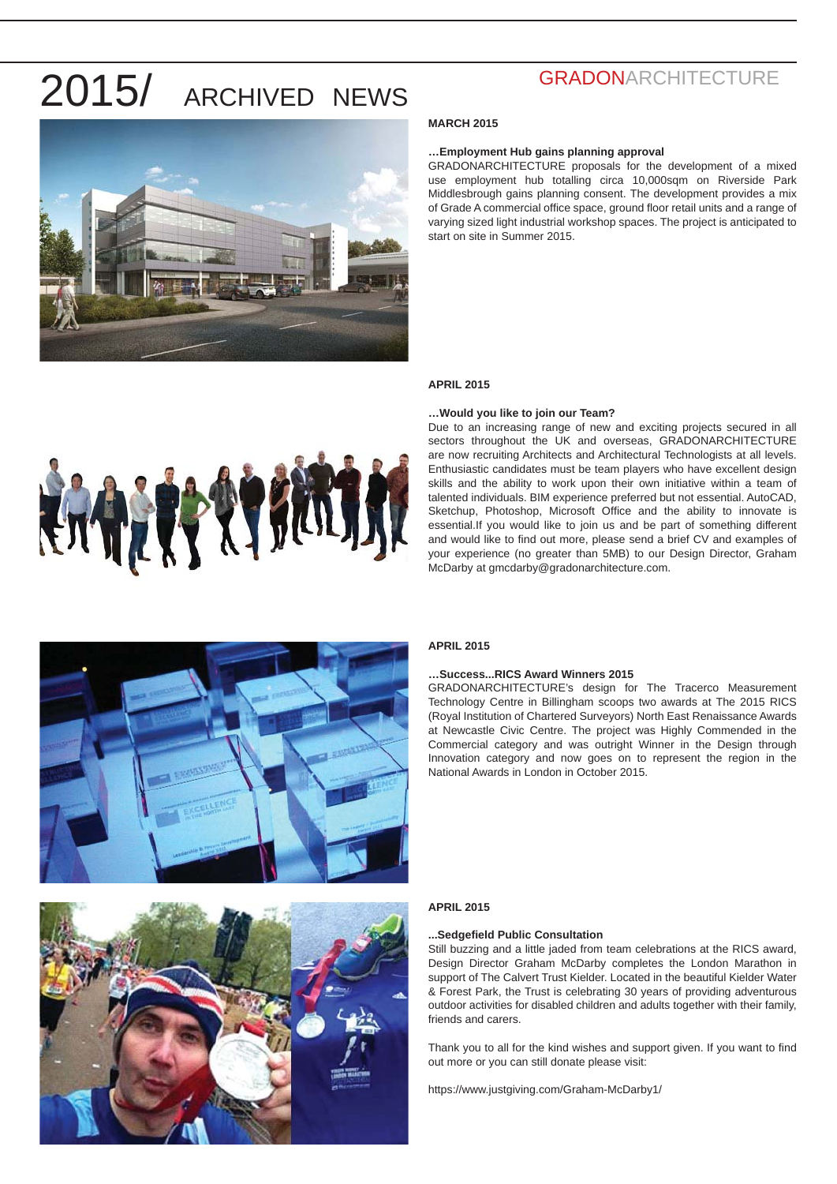# 2015/ ARCHIVED NEWS

GRADONARCHITECTURE

**MARCH 2015**

**…Employment Hub gains planning approval**

GRADONARCHITECTURE proposals for the development of a mixed use employment hub totalling circa 10,000sqm on Riverside Park Middlesbrough gains planning consent. The development provides a mix of Grade A commercial office space, ground floor retail units and a range of varying sized light industrial workshop spaces. The project is anticipated to start on site in Summer 2015.

**APRIL 2015**

**…Would you like to join our Team?**

Due to an increasing range of new and exciting projects secured in all sectors throughout the UK and overseas, GRADONARCHITECTURE are now recruiting Architects and Architectural Technologists at all levels. Enthusiastic candidates must be team players who have excellent design skills and the ability to work upon their own initiative within a team of talented individuals. BIM experience preferred but not essential. AutoCAD, Sketchup, Photoshop, Microsoft Office and the ability to innovate is essential.If you would like to join us and be part of something different and would like to find out more, please send a brief CV and examples of your experience (no greater than 5MB) to our Design Director, Graham McDarby at gmcdarby@gradonarchitecture.com.

**APRIL 2015**

**…Success...RICS Award Winners 2015**

GRADONARCHITECTURE's design for The Tracerco Measurement Technology Centre in Billingham scoops two awards at The 2015 RICS (Royal Institution of Chartered Surveyors) North East Renaissance Awards at Newcastle Civic Centre. The project was Highly Commended in the Commercial category and was outright Winner in the Design through Innovation category and now goes on to represent the region in the National Awards in London in October 2015.

**APRIL 2015**

**...Sedgefield Public Consultation**

Still buzzing and a little jaded from team celebrations at the RICS award, Design Director Graham McDarby completes the London Marathon in support of The Calvert Trust Kielder. Located in the beautiful Kielder Water & Forest Park, the Trust is celebrating 30 years of providing adventurous outdoor activities for disabled children and adults together with their family, friends and carers.

Thank you to all for the kind wishes and support given. If you want to find out more or you can still donate please visit:

https://www.justgiving.com/Graham-McDarby1/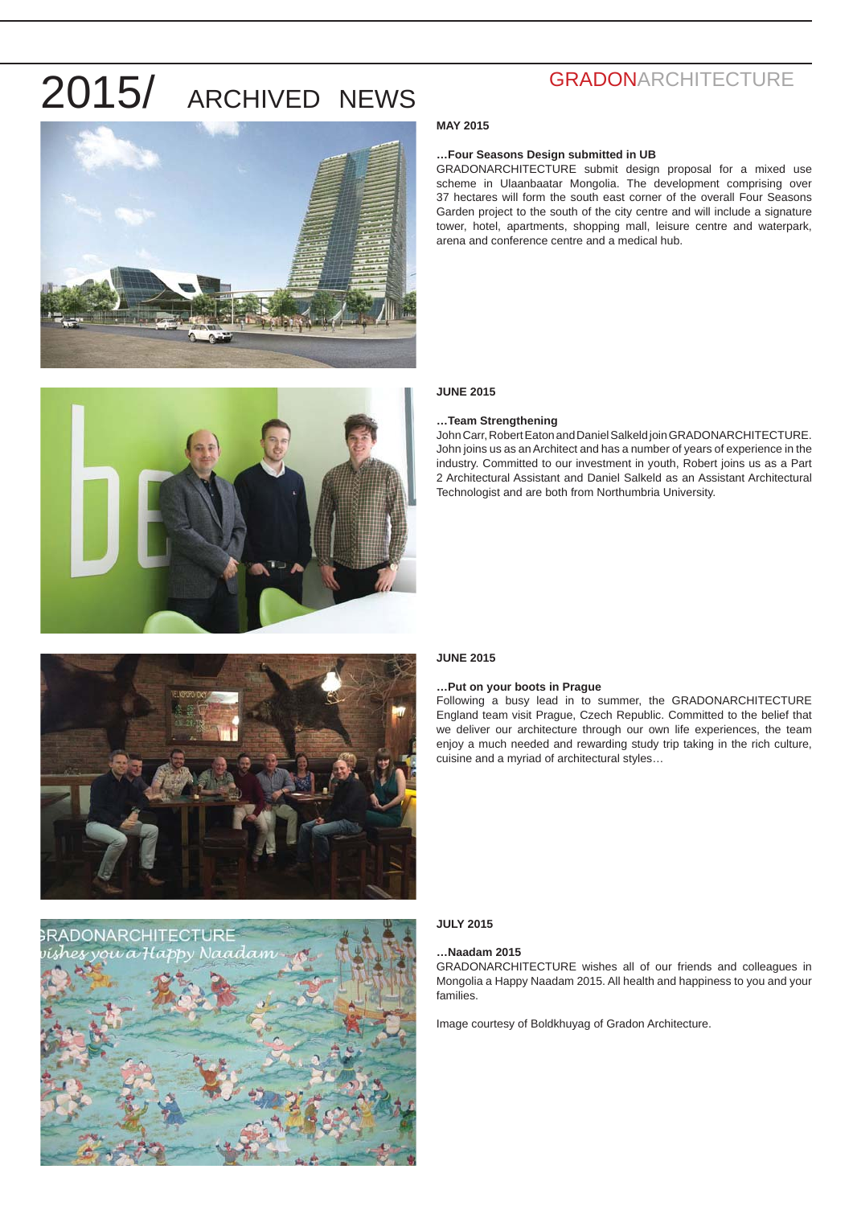# 2015/ ARCHIVED NEWS

GRADONARCHITECTURE

**MAY 2015**

**…Four Seasons Design submitted in UB**

GRADONARCHITECTURE submit design proposal for a mixed use scheme in Ulaanbaatar Mongolia. The development comprising over 37 hectares will form the south east corner of the overall Four Seasons Garden project to the south of the city centre and will include a signature tower, hotel, apartments, shopping mall, leisure centre and waterpark, arena and conference centre and a medical hub.

**JUNE 2015**

**…Team Strengthening**

John Carr, Robert Eaton and Daniel Salkeld join GRADONARCHITECTURE. John joins us as an Architect and has a number of years of experience in the industry. Committed to our investment in youth, Robert joins us as a Part 2 Architectural Assistant and Daniel Salkeld as an Assistant Architectural Technologist and are both from Northumbria University.

**JUNE 2015**

**…Put on your boots in Prague**

Following a busy lead in to summer, the GRADONARCHITECTURE England team visit Prague, Czech Republic. Committed to the belief that we deliver our architecture through our own life experiences, the team enjoy a much needed and rewarding study trip taking in the rich culture, cuisine and a myriad of architectural styles…

**JULY 2015**

**…Naadam 2015**

GRADONARCHITECTURE wishes all of our friends and colleagues in Mongolia a Happy Naadam 2015. All health and happiness to you and your families.

Image courtesy of Boldkhuyag of Gradon Architecture.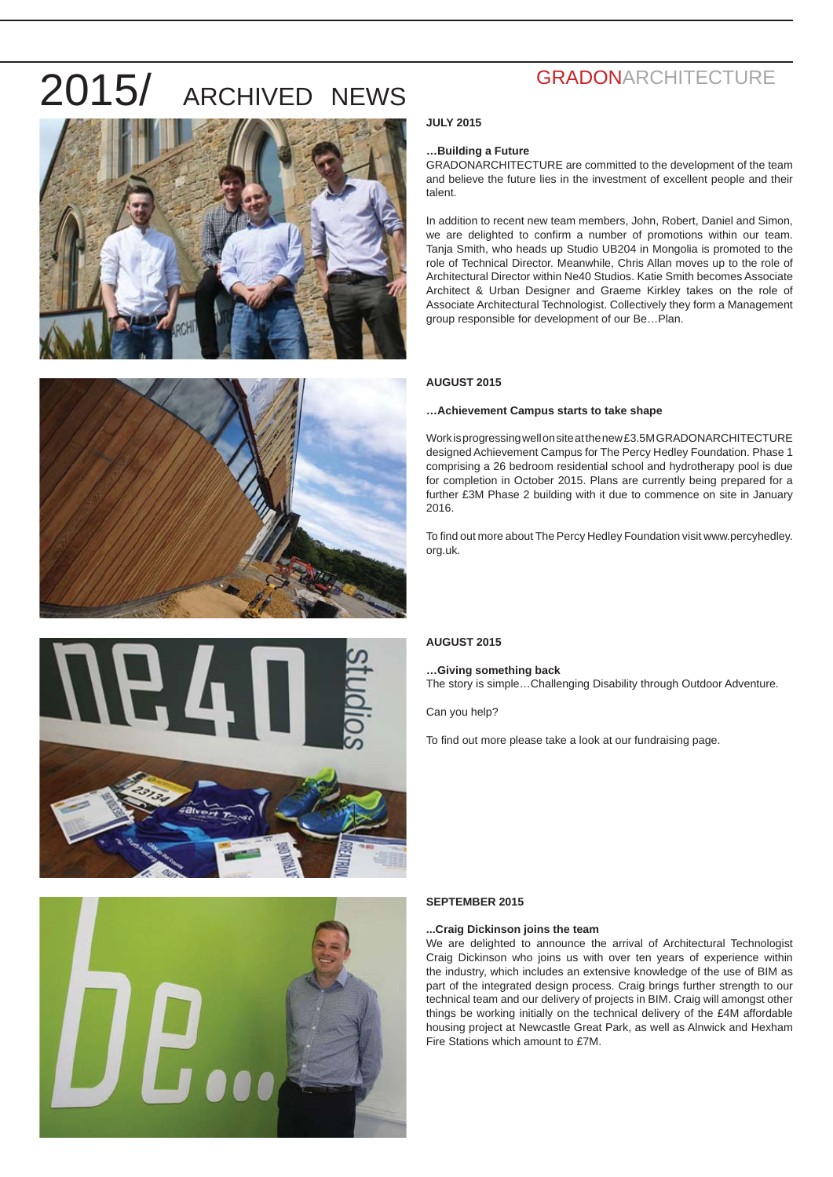# 2015/ ARCHIVED NEWS

GRADONARCHITECTURE

**JULY 2015**

**…Building a Future**

GRADONARCHITECTURE are committed to the development of the team and believe the future lies in the investment of excellent people and their talent.

In addition to recent new team members, John, Robert, Daniel and Simon, we are delighted to confirm a number of promotions within our team. Tanja Smith, who heads up Studio UB204 in Mongolia is promoted to the role of Technical Director. Meanwhile, Chris Allan moves up to the role of Architectural Director within Ne40 Studios. Katie Smith becomes Associate Architect & Urban Designer and Graeme Kirkley takes on the role of Associate Architectural Technologist. Collectively they form a Management group responsible for development of our Be…Plan.

**AUGUST 2015**

**…Achievement Campus starts to take shape**

Work is progressing well on site at the new £3.5M GRADONARCHITECTURE designed Achievement Campus for The Percy Hedley Foundation. Phase 1 comprising a 26 bedroom residential school and hydrotherapy pool is due for completion in October 2015. Plans are currently being prepared for a further £3M Phase 2 building with it due to commence on site in January 2016.

To find out more about The Percy Hedley Foundation visit www.percyhedley.org.uk.

**AUGUST 2015**

**…Giving something back**

The story is simple…Challenging Disability through Outdoor Adventure.

Can you help?

To find out more please take a look at our fundraising page.

**SEPTEMBER 2015**

**...Craig Dickinson joins the team**

We are delighted to announce the arrival of Architectural Technologist Craig Dickinson who joins us with over ten years of experience within the industry, which includes an extensive knowledge of the use of BIM as part of the integrated design process. Craig brings further strength to our technical team and our delivery of projects in BIM. Craig will amongst other things be working initially on the technical delivery of the £4M affordable housing project at Newcastle Great Park, as well as Alnwick and Hexham Fire Stations which amount to £7M.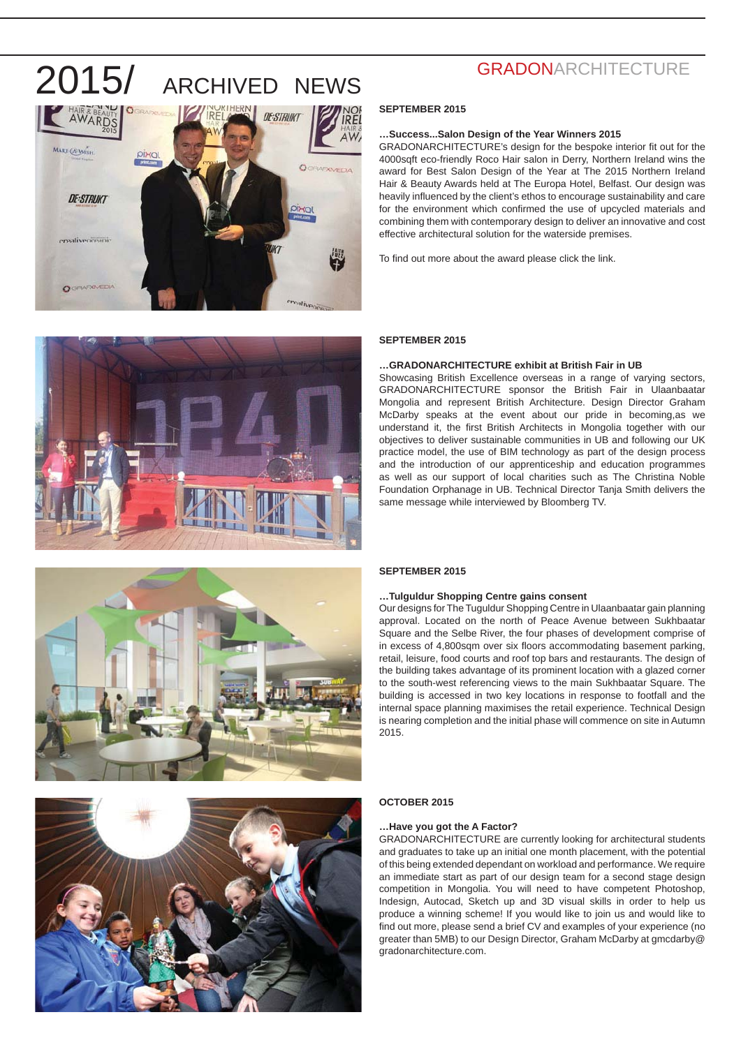# 2015/ ARCHIVED NEWS

GRADONARCHITECTURE

**SEPTEMBER 2015**

**…Success...Salon Design of the Year Winners 2015**

GRADONARCHITECTURE's design for the bespoke interior fit out for the 4000sqft eco-friendly Roco Hair salon in Derry, Northern Ireland wins the award for Best Salon Design of the Year at The 2015 Northern Ireland Hair & Beauty Awards held at The Europa Hotel, Belfast. Our design was heavily influenced by the client's ethos to encourage sustainability and care for the environment which confirmed the use of upcycled materials and combining them with contemporary design to deliver an innovative and cost effective architectural solution for the waterside premises.

To find out more about the award please click the link.

**SEPTEMBER 2015**

**…GRADONARCHITECTURE exhibit at British Fair in UB**

Showcasing British Excellence overseas in a range of varying sectors, GRADONARCHITECTURE sponsor the British Fair in Ulaanbaatar Mongolia and represent British Architecture. Design Director Graham McDarby speaks at the event about our pride in becoming,as we understand it, the first British Architects in Mongolia together with our objectives to deliver sustainable communities in UB and following our UK practice model, the use of BIM technology as part of the design process and the introduction of our apprenticeship and education programmes as well as our support of local charities such as The Christina Noble Foundation Orphanage in UB. Technical Director Tanja Smith delivers the same message while interviewed by Bloomberg TV.

**SEPTEMBER 2015**

**…Tulguldur Shopping Centre gains consent**

Our designs for The Tuguldur Shopping Centre in Ulaanbaatar gain planning approval. Located on the north of Peace Avenue between Sukhbaatar Square and the Selbe River, the four phases of development comprise of in excess of 4,800sqm over six floors accommodating basement parking, retail, leisure, food courts and roof top bars and restaurants. The design of the building takes advantage of its prominent location with a glazed corner to the south-west referencing views to the main Sukhbaatar Square. The building is accessed in two key locations in response to footfall and the internal space planning maximises the retail experience. Technical Design is nearing completion and the initial phase will commence on site in Autumn 2015.

**OCTOBER 2015**

**…Have you got the A Factor?**

GRADONARCHITECTURE are currently looking for architectural students and graduates to take up an initial one month placement, with the potential of this being extended dependant on workload and performance. We require an immediate start as part of our design team for a second stage design competition in Mongolia. You will need to have competent Photoshop, Indesign, Autocad, Sketch up and 3D visual skills in order to help us produce a winning scheme! If you would like to join us and would like to find out more, please send a brief CV and examples of your experience (no greater than 5MB) to our Design Director, Graham McDarby at gmcdarby@gradonarchitecture.com.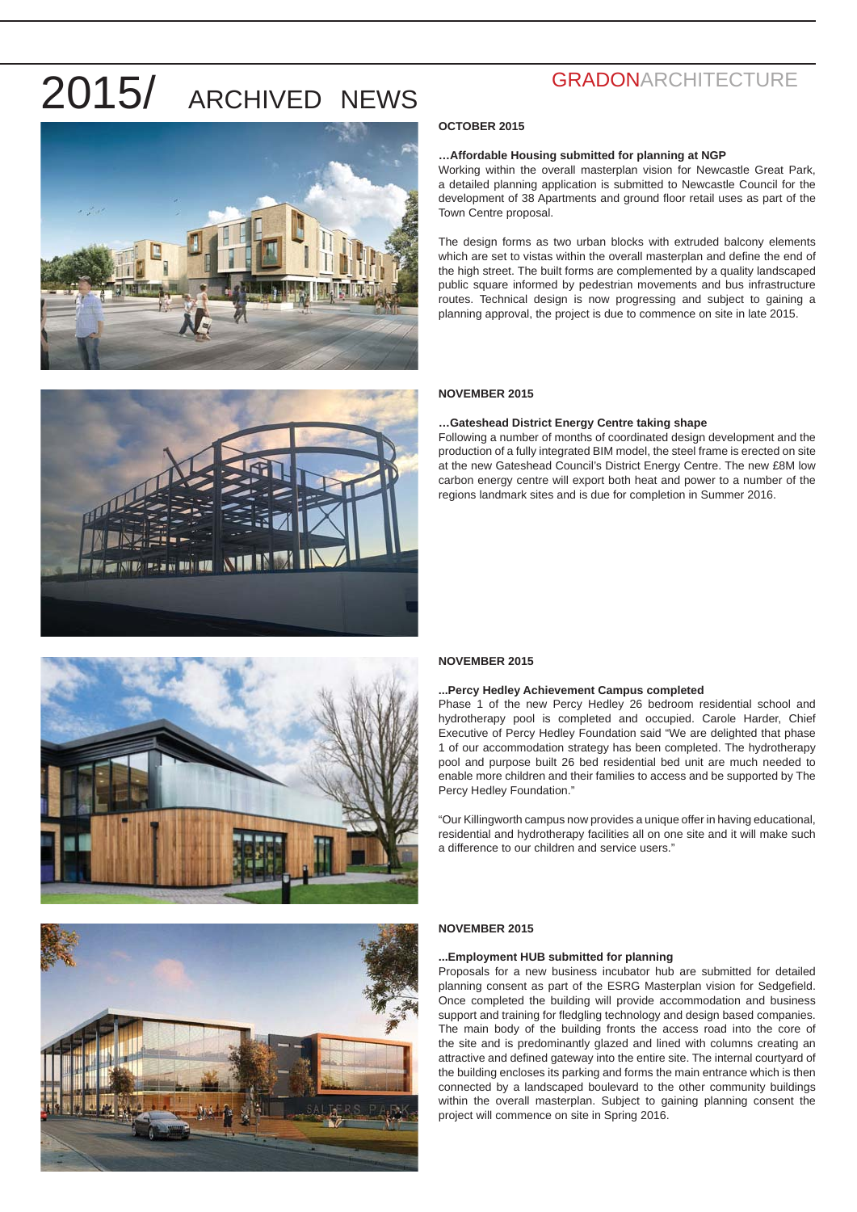# 2015/ ARCHIVED NEWS

GRADONARCHITECTURE

**OCTOBER 2015**

**…Affordable Housing submitted for planning at NGP**

Working within the overall masterplan vision for Newcastle Great Park, a detailed planning application is submitted to Newcastle Council for the development of 38 Apartments and ground floor retail uses as part of the Town Centre proposal.

The design forms as two urban blocks with extruded balcony elements which are set to vistas within the overall masterplan and define the end of the high street. The built forms are complemented by a quality landscaped public square informed by pedestrian movements and bus infrastructure routes. Technical design is now progressing and subject to gaining a planning approval, the project is due to commence on site in late 2015.

**NOVEMBER 2015**

**…Gateshead District Energy Centre taking shape**

Following a number of months of coordinated design development and the production of a fully integrated BIM model, the steel frame is erected on site at the new Gateshead Council's District Energy Centre. The new £8M low carbon energy centre will export both heat and power to a number of the regions landmark sites and is due for completion in Summer 2016.

**NOVEMBER 2015**

**...Percy Hedley Achievement Campus completed**

Phase 1 of the new Percy Hedley 26 bedroom residential school and hydrotherapy pool is completed and occupied. Carole Harder, Chief Executive of Percy Hedley Foundation said "We are delighted that phase 1 of our accommodation strategy has been completed. The hydrotherapy pool and purpose built 26 bed residential bed unit are much needed to enable more children and their families to access and be supported by The Percy Hedley Foundation."

"Our Killingworth campus now provides a unique offer in having educational, residential and hydrotherapy facilities all on one site and it will make such a difference to our children and service users."

**NOVEMBER 2015**

**...Employment HUB submitted for planning**

Proposals for a new business incubator hub are submitted for detailed planning consent as part of the ESRG Masterplan vision for Sedgefield. Once completed the building will provide accommodation and business support and training for fledgling technology and design based companies. The main body of the building fronts the access road into the core of the site and is predominantly glazed and lined with columns creating an attractive and defined gateway into the entire site. The internal courtyard of the building encloses its parking and forms the main entrance which is then connected by a landscaped boulevard to the other community buildings within the overall masterplan. Subject to gaining planning consent the project will commence on site in Spring 2016.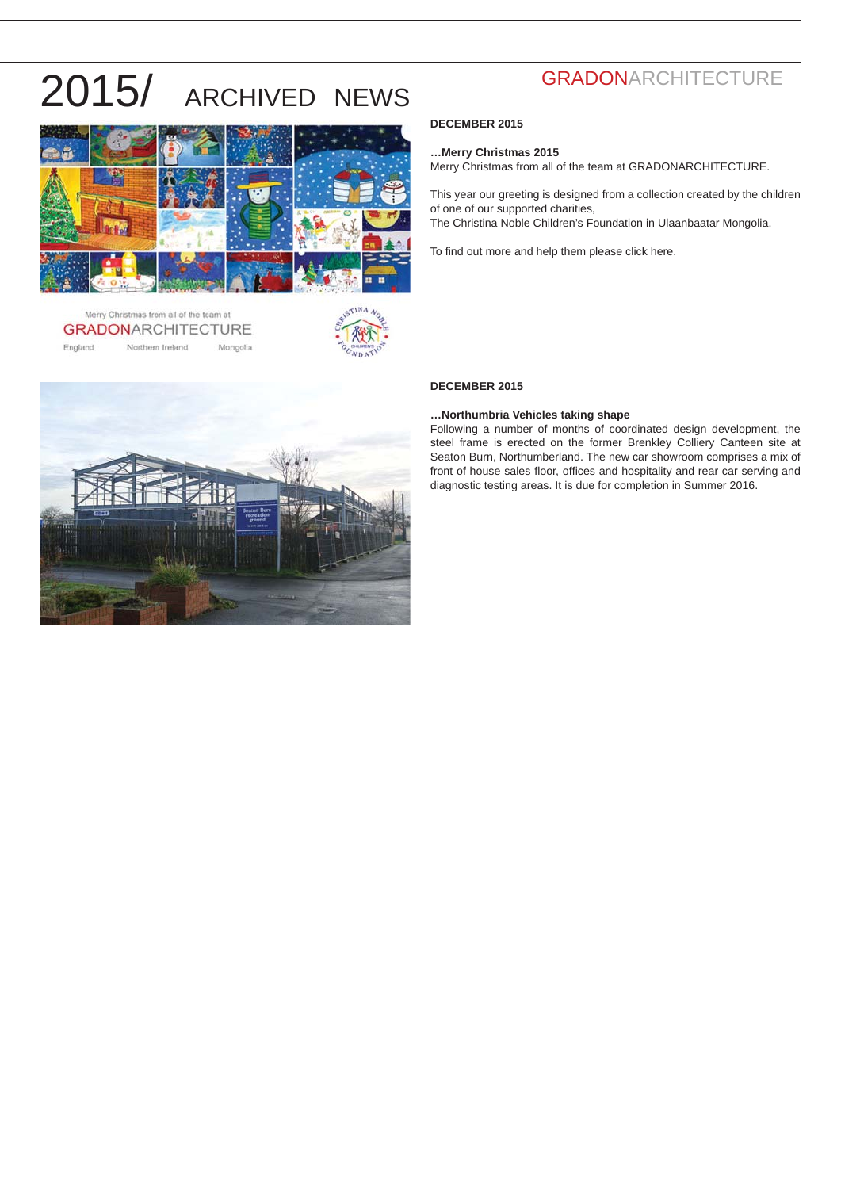# 2015/ ARCHIVED NEWS

GRADONARCHITECTURE

**DECEMBER 2015**

**…Merry Christmas 2015**
Merry Christmas from all of the team at GRADONARCHITECTURE.

This year our greeting is designed from a collection created by the children of one of our supported charities,
The Christina Noble Children's Foundation in Ulaanbaatar Mongolia.

To find out more and help them please click here.

**DECEMBER 2015**

**…Northumbria Vehicles taking shape**
Following a number of months of coordinated design development, the steel frame is erected on the former Brenkley Colliery Canteen site at Seaton Burn, Northumberland. The new car showroom comprises a mix of front of house sales floor, offices and hospitality and rear car serving and diagnostic testing areas. It is due for completion in Summer 2016.